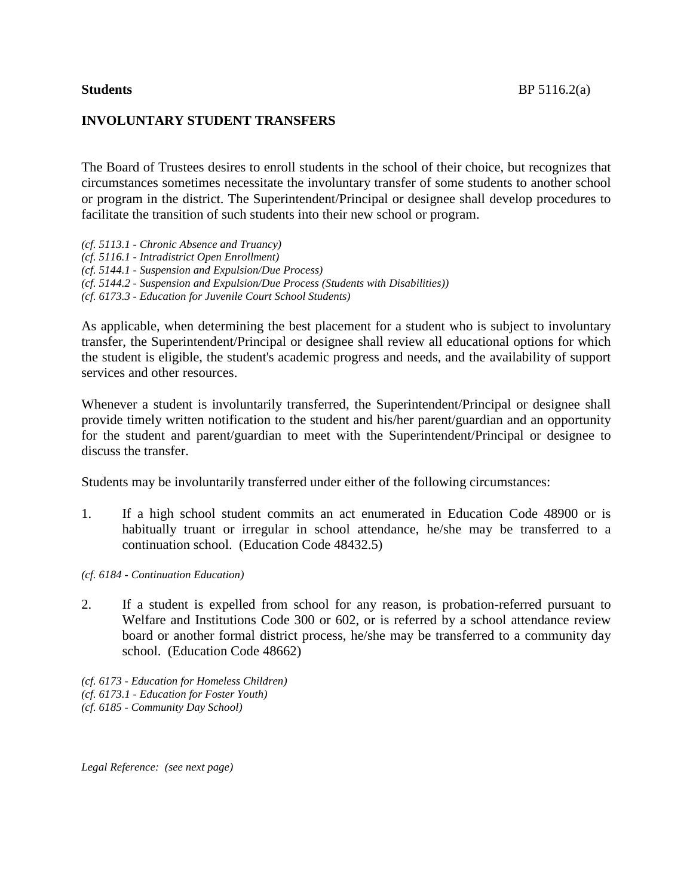**Students** BP 5116.2(a)

## INVOLUNTARY STUDENT TRANSFERS

The Board of Trustees desires to enroll students in the school of their choice, but recognizes that circumstances sometimes necessitate the involuntary transfer of some students to another school or program in the district. The Superintendent/Principal or designee shall develop procedures to facilitate the transition of such students into their new school or program.

*(cf. 5113.1 - Chronic Absence and Truancy)*
*(cf. 5116.1 - Intradistrict Open Enrollment)*
*(cf. 5144.1 - Suspension and Expulsion/Due Process)*
*(cf. 5144.2 - Suspension and Expulsion/Due Process (Students with Disabilities))*
*(cf. 6173.3 - Education for Juvenile Court School Students)*

As applicable, when determining the best placement for a student who is subject to involuntary transfer, the Superintendent/Principal or designee shall review all educational options for which the student is eligible, the student's academic progress and needs, and the availability of support services and other resources.

Whenever a student is involuntarily transferred, the Superintendent/Principal or designee shall provide timely written notification to the student and his/her parent/guardian and an opportunity for the student and parent/guardian to meet with the Superintendent/Principal or designee to discuss the transfer.

Students may be involuntarily transferred under either of the following circumstances:

1. If a high school student commits an act enumerated in Education Code 48900 or is habitually truant or irregular in school attendance, he/she may be transferred to a continuation school. (Education Code 48432.5)

*(cf. 6184 - Continuation Education)*

2. If a student is expelled from school for any reason, is probation-referred pursuant to Welfare and Institutions Code 300 or 602, or is referred by a school attendance review board or another formal district process, he/she may be transferred to a community day school. (Education Code 48662)

*(cf. 6173 - Education for Homeless Children)*
*(cf. 6173.1 - Education for Foster Youth)*
*(cf. 6185 - Community Day School)*

*Legal Reference: (see next page)*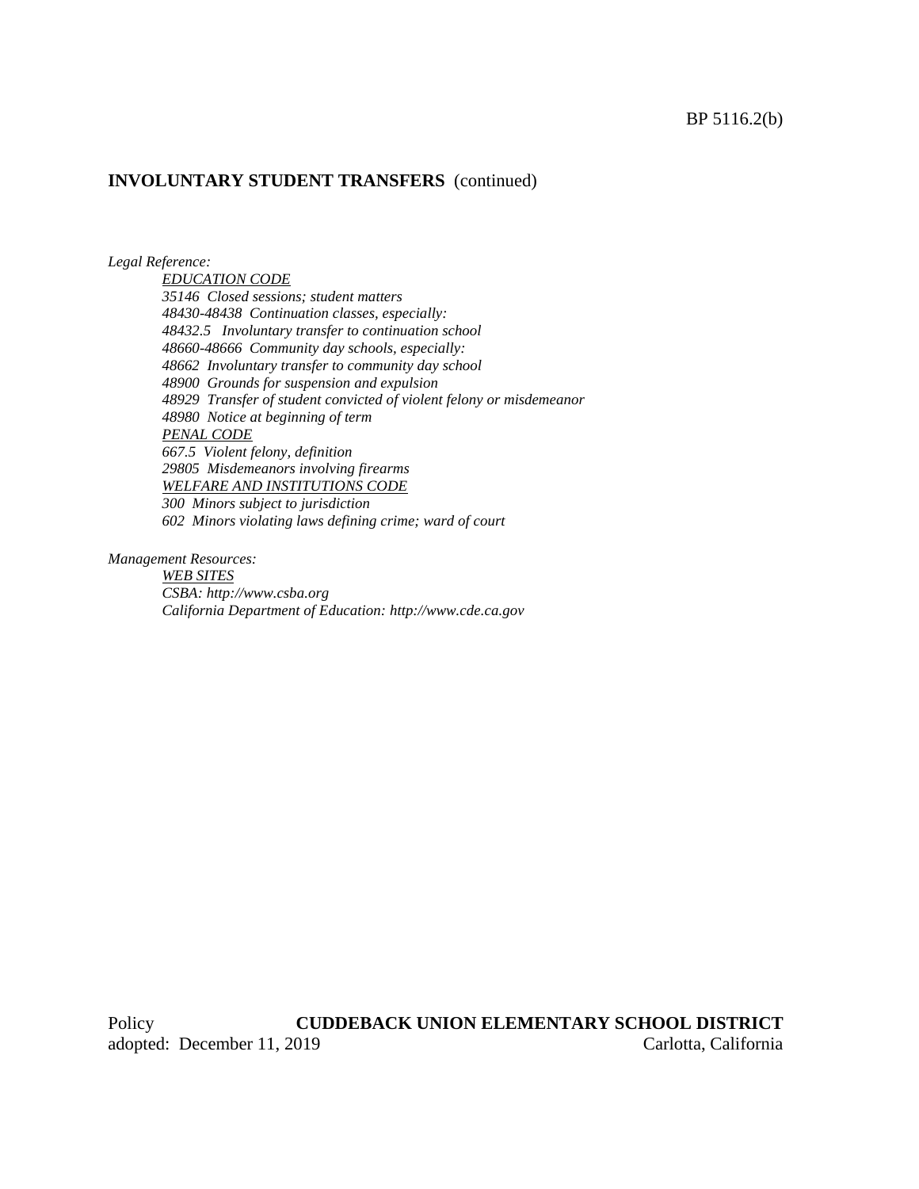## INVOLUNTARY STUDENT TRANSFERS (continued)

*Legal Reference:*

*EDUCATION CODE*
*35146 Closed sessions; student matters*
*48430-48438 Continuation classes, especially:*
*48432.5 Involuntary transfer to continuation school*
*48660-48666 Community day schools, especially:*
*48662 Involuntary transfer to community day school*
*48900 Grounds for suspension and expulsion*
*48929 Transfer of student convicted of violent felony or misdemeanor*
*48980 Notice at beginning of term*
*PENAL CODE*
*667.5 Violent felony, definition*
*29805 Misdemeanors involving firearms*
*WELFARE AND INSTITUTIONS CODE*
*300 Minors subject to jurisdiction*
*602 Minors violating laws defining crime; ward of court*

*Management Resources:*

*WEB SITES*
*CSBA: http://www.csba.org*
*California Department of Education: http://www.cde.ca.gov*

Policy **CUDDEBACK UNION ELEMENTARY SCHOOL DISTRICT**
adopted: December 11, 2019 Carlotta, California